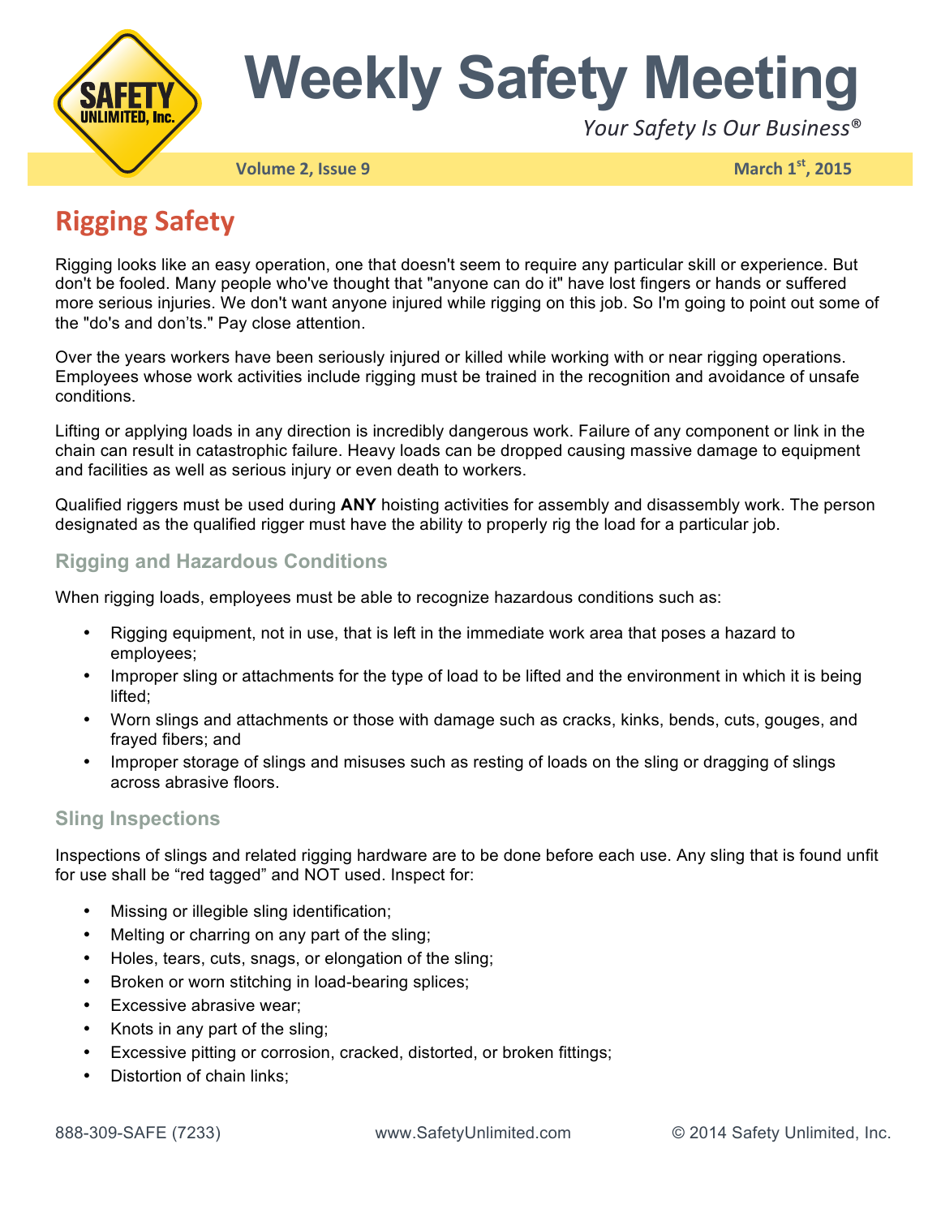# Weekly Safety Meeting

*Your Safety Is Our Business®*

**Volume 2, Issue 9** **March 1st, 2015**

## Rigging Safety

Rigging looks like an easy operation, one that doesn't seem to require any particular skill or experience. But don't be fooled. Many people who've thought that "anyone can do it" have lost fingers or hands or suffered more serious injuries. We don't want anyone injured while rigging on this job. So I'm going to point out some of the "do's and don'ts." Pay close attention.

Over the years workers have been seriously injured or killed while working with or near rigging operations. Employees whose work activities include rigging must be trained in the recognition and avoidance of unsafe conditions.

Lifting or applying loads in any direction is incredibly dangerous work. Failure of any component or link in the chain can result in catastrophic failure. Heavy loads can be dropped causing massive damage to equipment and facilities as well as serious injury or even death to workers.

Qualified riggers must be used during **ANY** hoisting activities for assembly and disassembly work. The person designated as the qualified rigger must have the ability to properly rig the load for a particular job.

### Rigging and Hazardous Conditions

When rigging loads, employees must be able to recognize hazardous conditions such as:

- Rigging equipment, not in use, that is left in the immediate work area that poses a hazard to employees;
- Improper sling or attachments for the type of load to be lifted and the environment in which it is being lifted;
- Worn slings and attachments or those with damage such as cracks, kinks, bends, cuts, gouges, and frayed fibers; and
- Improper storage of slings and misuses such as resting of loads on the sling or dragging of slings across abrasive floors.

### Sling Inspections

Inspections of slings and related rigging hardware are to be done before each use. Any sling that is found unfit for use shall be "red tagged" and NOT used. Inspect for:

- Missing or illegible sling identification;
- Melting or charring on any part of the sling;
- Holes, tears, cuts, snags, or elongation of the sling;
- Broken or worn stitching in load-bearing splices;
- Excessive abrasive wear;
- Knots in any part of the sling;
- Excessive pitting or corrosion, cracked, distorted, or broken fittings;
- Distortion of chain links;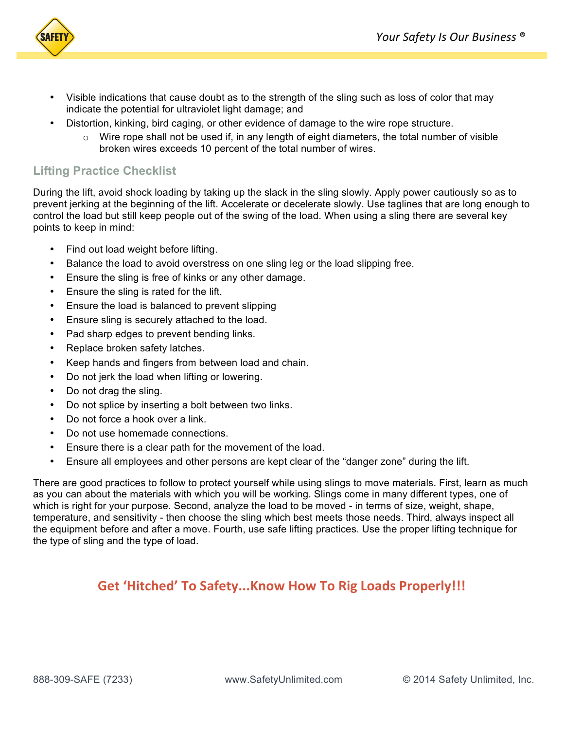- Visible indications that cause doubt as to the strength of the sling such as loss of color that may indicate the potential for ultraviolet light damage; and
- Distortion, kinking, bird caging, or other evidence of damage to the wire rope structure.
  - Wire rope shall not be used if, in any length of eight diameters, the total number of visible broken wires exceeds 10 percent of the total number of wires.

## Lifting Practice Checklist

During the lift, avoid shock loading by taking up the slack in the sling slowly. Apply power cautiously so as to prevent jerking at the beginning of the lift. Accelerate or decelerate slowly. Use taglines that are long enough to control the load but still keep people out of the swing of the load. When using a sling there are several key points to keep in mind:

- Find out load weight before lifting.
- Balance the load to avoid overstress on one sling leg or the load slipping free.
- Ensure the sling is free of kinks or any other damage.
- Ensure the sling is rated for the lift.
- Ensure the load is balanced to prevent slipping
- Ensure sling is securely attached to the load.
- Pad sharp edges to prevent bending links.
- Replace broken safety latches.
- Keep hands and fingers from between load and chain.
- Do not jerk the load when lifting or lowering.
- Do not drag the sling.
- Do not splice by inserting a bolt between two links.
- Do not force a hook over a link.
- Do not use homemade connections.
- Ensure there is a clear path for the movement of the load.
- Ensure all employees and other persons are kept clear of the "danger zone" during the lift.

There are good practices to follow to protect yourself while using slings to move materials. First, learn as much as you can about the materials with which you will be working. Slings come in many different types, one of which is right for your purpose. Second, analyze the load to be moved - in terms of size, weight, shape, temperature, and sensitivity - then choose the sling which best meets those needs. Third, always inspect all the equipment before and after a move. Fourth, use safe lifting practices. Use the proper lifting technique for the type of sling and the type of load.

**Get 'Hitched' To Safety...Know How To Rig Loads Properly!!!**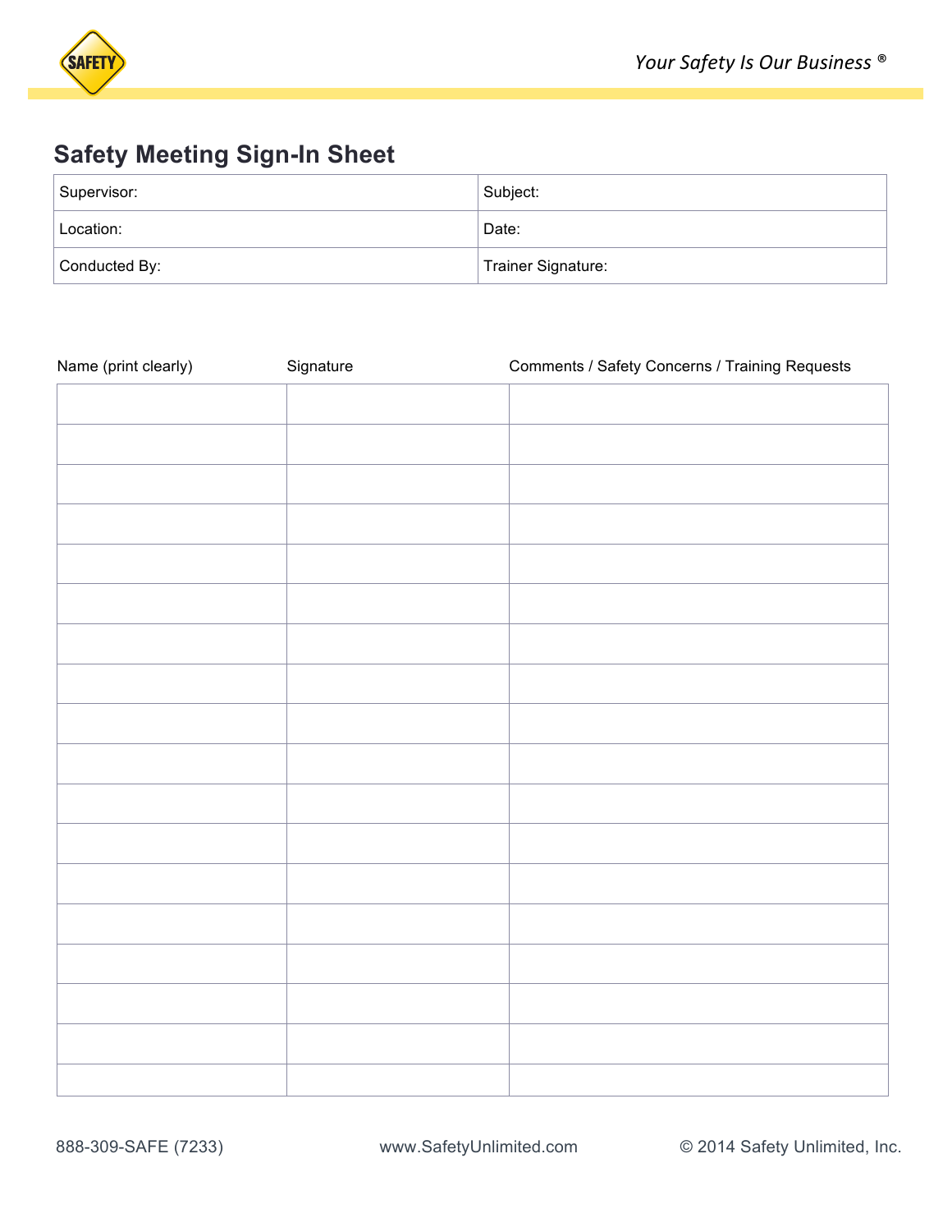*Your Safety Is Our Business ®*

## Safety Meeting Sign-In Sheet

| | |
|---|---|
| Supervisor: | Subject: |
| Location: | Date: |
| Conducted By: | Trainer Signature: |

| Name (print clearly) | Signature | Comments / Safety Concerns / Training Requests |
|---|---|---|
| | | |
| | | |
| | | |
| | | |
| | | |
| | | |
| | | |
| | | |
| | | |
| | | |
| | | |
| | | |
| | | |
| | | |
| | | |
| | | |
| | | |
| | | |

888-309-SAFE (7233) www.SafetyUnlimited.com © 2014 Safety Unlimited, Inc.